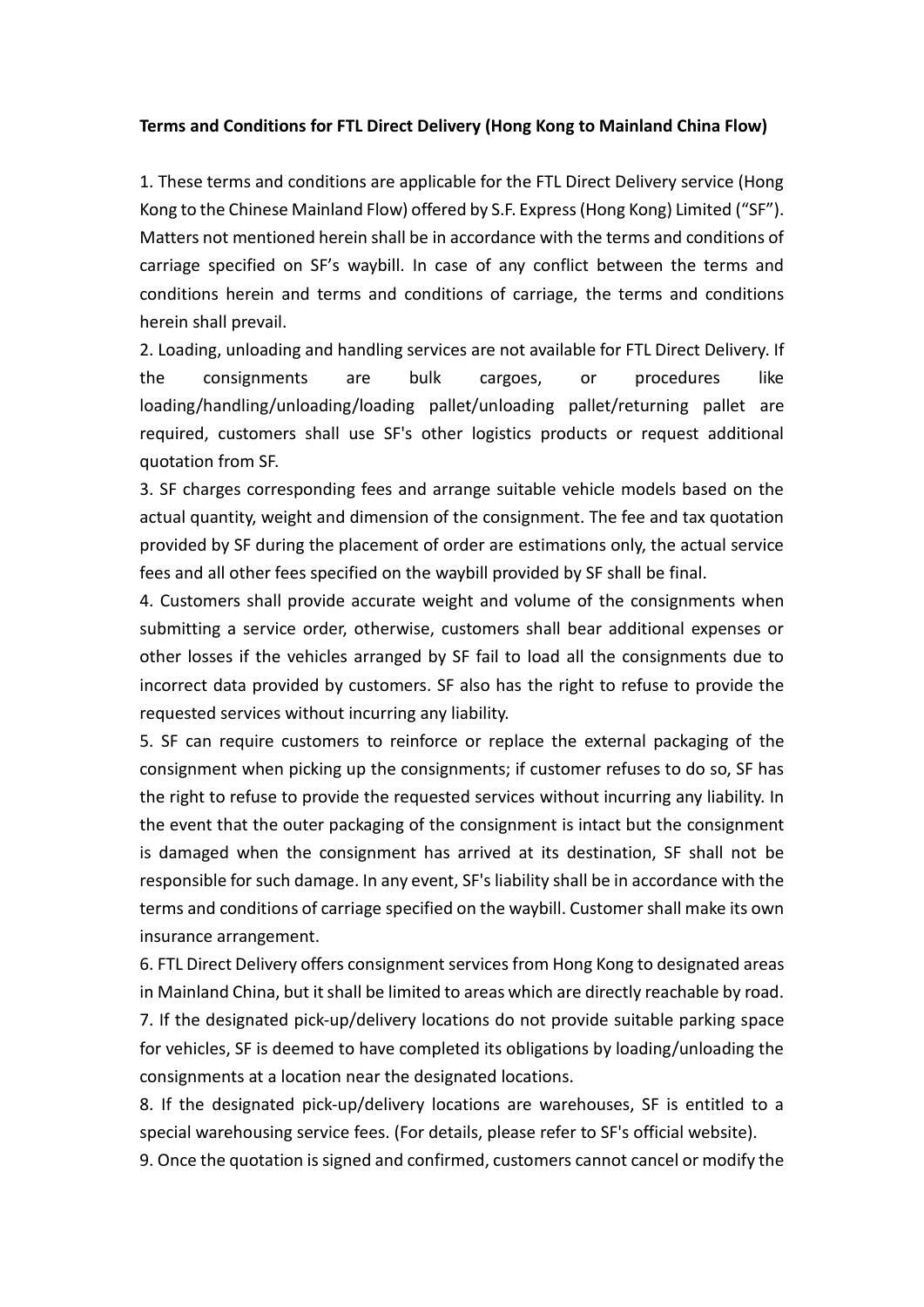**Terms and Conditions for FTL Direct Delivery (Hong Kong to Mainland China Flow)**

1. These terms and conditions are applicable for the FTL Direct Delivery service (Hong Kong to the Chinese Mainland Flow) offered by S.F. Express (Hong Kong) Limited ("SF"). Matters not mentioned herein shall be in accordance with the terms and conditions of carriage specified on SF's waybill. In case of any conflict between the terms and conditions herein and terms and conditions of carriage, the terms and conditions herein shall prevail.

2. Loading, unloading and handling services are not available for FTL Direct Delivery. If the consignments are bulk cargoes, or procedures like loading/handling/unloading/loading pallet/unloading pallet/returning pallet are required, customers shall use SF's other logistics products or request additional quotation from SF.

3. SF charges corresponding fees and arrange suitable vehicle models based on the actual quantity, weight and dimension of the consignment. The fee and tax quotation provided by SF during the placement of order are estimations only, the actual service fees and all other fees specified on the waybill provided by SF shall be final.

4. Customers shall provide accurate weight and volume of the consignments when submitting a service order, otherwise, customers shall bear additional expenses or other losses if the vehicles arranged by SF fail to load all the consignments due to incorrect data provided by customers. SF also has the right to refuse to provide the requested services without incurring any liability.

5. SF can require customers to reinforce or replace the external packaging of the consignment when picking up the consignments; if customer refuses to do so, SF has the right to refuse to provide the requested services without incurring any liability. In the event that the outer packaging of the consignment is intact but the consignment is damaged when the consignment has arrived at its destination, SF shall not be responsible for such damage. In any event, SF's liability shall be in accordance with the terms and conditions of carriage specified on the waybill. Customer shall make its own insurance arrangement.

6. FTL Direct Delivery offers consignment services from Hong Kong to designated areas in Mainland China, but it shall be limited to areas which are directly reachable by road.

7. If the designated pick-up/delivery locations do not provide suitable parking space for vehicles, SF is deemed to have completed its obligations by loading/unloading the consignments at a location near the designated locations.

8. If the designated pick-up/delivery locations are warehouses, SF is entitled to a special warehousing service fees. (For details, please refer to SF's official website).

9. Once the quotation is signed and confirmed, customers cannot cancel or modify the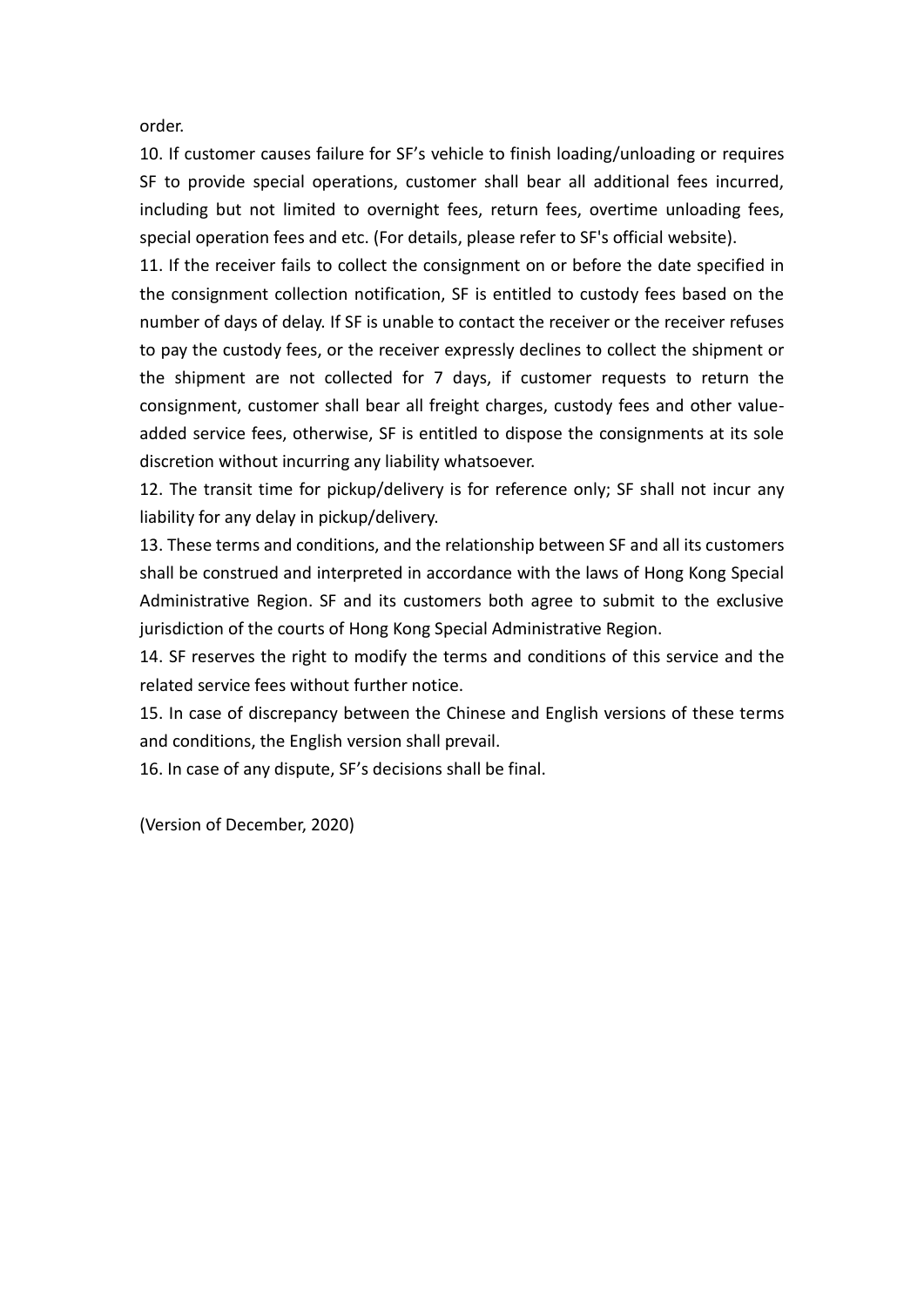order.

10. If customer causes failure for SF’s vehicle to finish loading/unloading or requires SF to provide special operations, customer shall bear all additional fees incurred, including but not limited to overnight fees, return fees, overtime unloading fees, special operation fees and etc. (For details, please refer to SF's official website).

11. If the receiver fails to collect the consignment on or before the date specified in the consignment collection notification, SF is entitled to custody fees based on the number of days of delay. If SF is unable to contact the receiver or the receiver refuses to pay the custody fees, or the receiver expressly declines to collect the shipment or the shipment are not collected for 7 days, if customer requests to return the consignment, customer shall bear all freight charges, custody fees and other value-added service fees, otherwise, SF is entitled to dispose the consignments at its sole discretion without incurring any liability whatsoever.

12. The transit time for pickup/delivery is for reference only; SF shall not incur any liability for any delay in pickup/delivery.

13. These terms and conditions, and the relationship between SF and all its customers shall be construed and interpreted in accordance with the laws of Hong Kong Special Administrative Region. SF and its customers both agree to submit to the exclusive jurisdiction of the courts of Hong Kong Special Administrative Region.

14. SF reserves the right to modify the terms and conditions of this service and the related service fees without further notice.

15. In case of discrepancy between the Chinese and English versions of these terms and conditions, the English version shall prevail.

16. In case of any dispute, SF’s decisions shall be final.

(Version of December, 2020)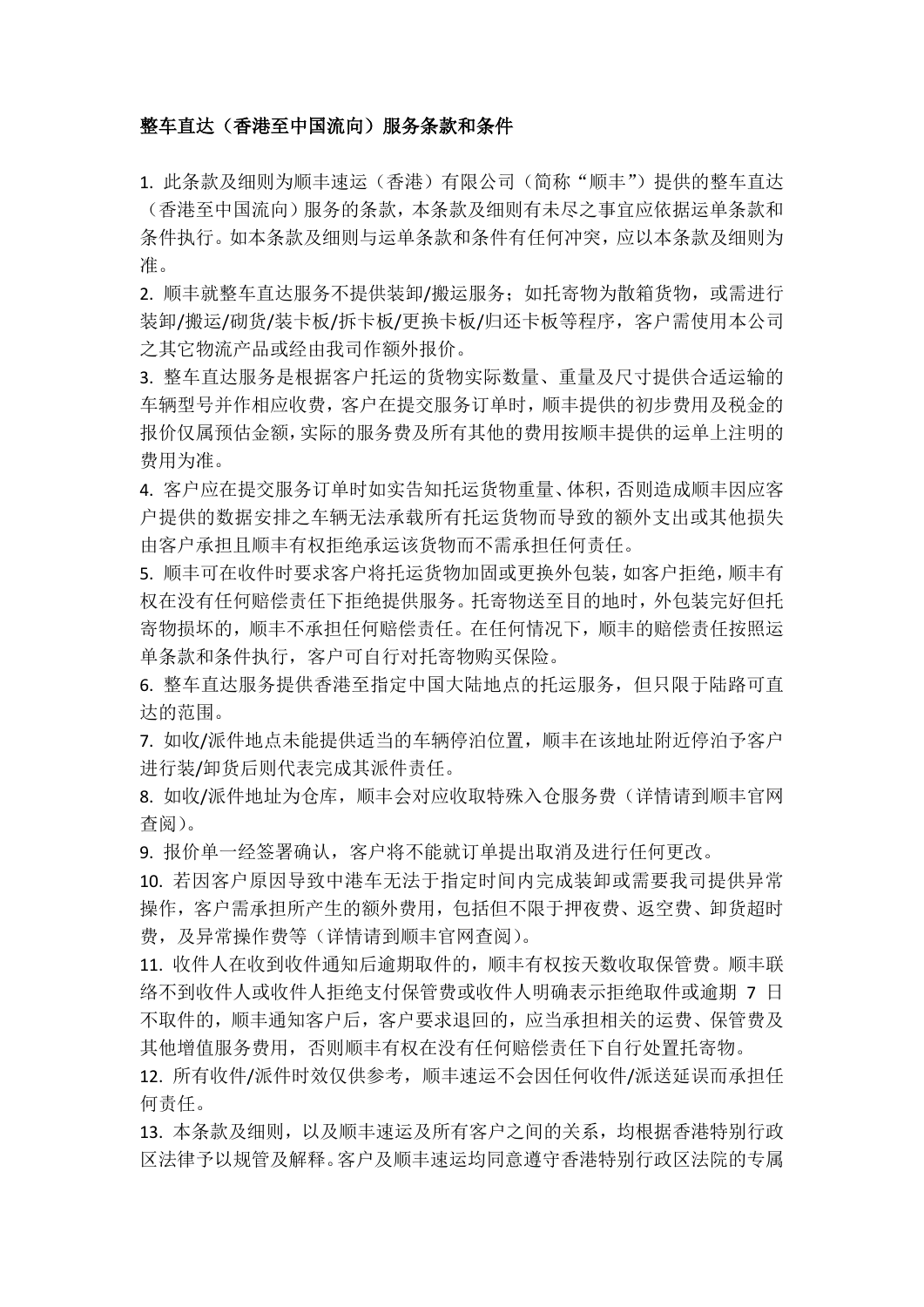**整车直达（香港至中国流向）服务条款和条件**

1. 此条款及细则为顺丰速运（香港）有限公司（简称“顺丰”）提供的整车直达（香港至中国流向）服务的条款，本条款及细则有未尽之事宜应依据运单条款和条件执行。如本条款及细则与运单条款和条件有任何冲突，应以本条款及细则为准。
2. 顺丰就整车直达服务不提供装卸/搬运服务；如托寄物为散箱货物，或需进行装卸/搬运/砌货/装卡板/拆卡板/更换卡板/归还卡板等程序，客户需使用本公司之其它物流产品或经由我司作额外报价。
3. 整车直达服务是根据客户托运的货物实际数量、重量及尺寸提供合适运输的车辆型号并作相应收费，客户在提交服务订单时，顺丰提供的初步费用及税金的报价仅属预估金额，实际的服务费及所有其他的费用按顺丰提供的运单上注明的费用为准。
4. 客户应在提交服务订单时如实告知托运货物重量、体积，否则造成顺丰因应客户提供的数据安排之车辆无法承载所有托运货物而导致的额外支出或其他损失由客户承担且顺丰有权拒绝承运该货物而不需承担任何责任。
5. 顺丰可在收件时要求客户将托运货物加固或更换外包装，如客户拒绝，顺丰有权在没有任何赔偿责任下拒绝提供服务。托寄物送至目的地时，外包装完好但托寄物损坏的，顺丰不承担任何赔偿责任。在任何情况下，顺丰的赔偿责任按照运单条款和条件执行，客户可自行对托寄物购买保险。
6. 整车直达服务提供香港至指定中国大陆地点的托运服务，但只限于陆路可直达的范围。
7. 如收/派件地点未能提供适当的车辆停泊位置，顺丰在该地址附近停泊予客户进行装/卸货后则代表完成其派件责任。
8. 如收/派件地址为仓库，顺丰会对应收取特殊入仓服务费（详情请到顺丰官网查阅）。
9. 报价单一经签署确认，客户将不能就订单提出取消及进行任何更改。
10. 若因客户原因导致中港车无法于指定时间内完成装卸或需要我司提供异常操作，客户需承担所产生的额外费用，包括但不限于押夜费、返空费、卸货超时费，及异常操作费等（详情请到顺丰官网查阅）。
11. 收件人在收到收件通知后逾期取件的，顺丰有权按天数收取保管费。顺丰联络不到收件人或收件人拒绝支付保管费或收件人明确表示拒绝取件或逾期 7 日不取件的，顺丰通知客户后，客户要求退回的，应当承担相关的运费、保管费及其他增值服务费用，否则顺丰有权在没有任何赔偿责任下自行处置托寄物。
12. 所有收件/派件时效仅供参考，顺丰速运不会因任何收件/派送延误而承担任何责任。
13. 本条款及细则，以及顺丰速运及所有客户之间的关系，均根据香港特别行政区法律予以规管及解释。客户及顺丰速运均同意遵守香港特别行政区法院的专属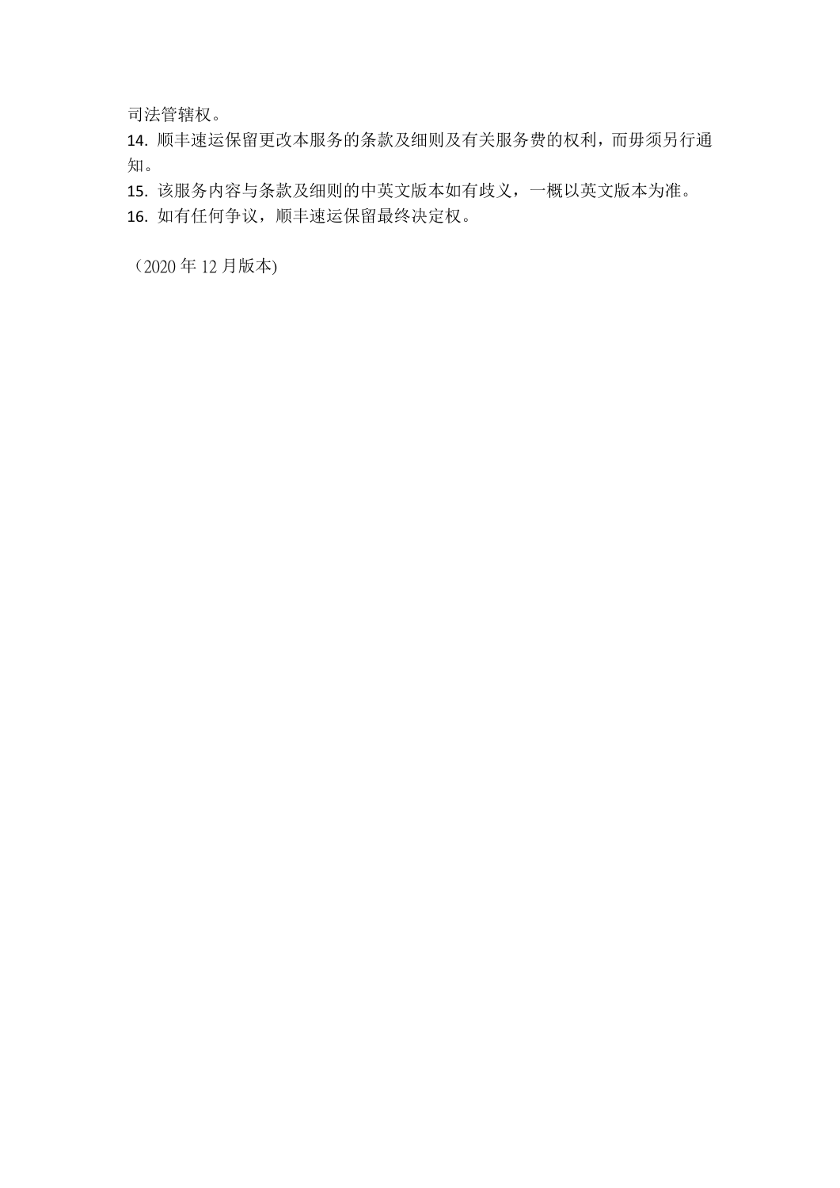司法管辖权。

14. 顺丰速运保留更改本服务的条款及细则及有关服务费的权利，而毋须另行通知。
15. 该服务内容与条款及细则的中英文版本如有歧义，一概以英文版本为准。
16. 如有任何争议，顺丰速运保留最终决定权。

（2020 年 12 月版本)